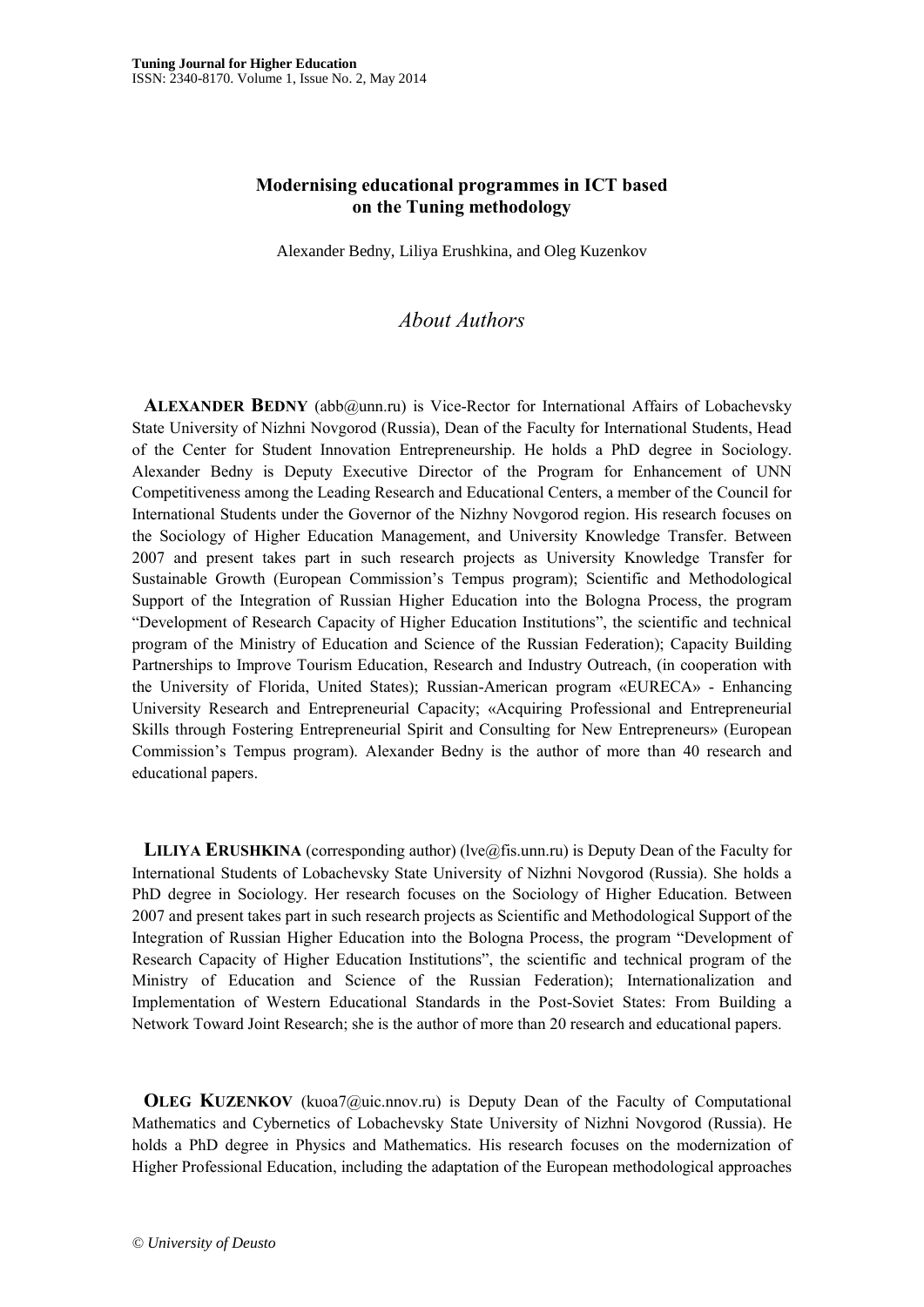# Modernising educational programmes in ICT based on the Tuning methodology

Alexander Bedny, Liliya Erushkina, and Oleg Kuzenkov

## *About Authors*

**ALEXANDER BEDNY** (abb@unn.ru) is Vice-Rector for International Affairs of Lobachevsky State University of Nizhni Novgorod (Russia), Dean of the Faculty for International Students, Head of the Center for Student Innovation Entrepreneurship. He holds a PhD degree in Sociology. Alexander Bedny is Deputy Executive Director of the Program for Enhancement of UNN Competitiveness among the Leading Research and Educational Centers, a member of the Council for International Students under the Governor of the Nizhny Novgorod region. His research focuses on the Sociology of Higher Education Management, and University Knowledge Transfer. Between 2007 and present takes part in such research projects as University Knowledge Transfer for Sustainable Growth (European Commission's Tempus program); Scientific and Methodological Support of the Integration of Russian Higher Education into the Bologna Process, the program "Development of Research Capacity of Higher Education Institutions", the scientific and technical program of the Ministry of Education and Science of the Russian Federation); Capacity Building Partnerships to Improve Tourism Education, Research and Industry Outreach, (in cooperation with the University of Florida, United States); Russian-American program «EURECA» - Enhancing University Research and Entrepreneurial Capacity; «Acquiring Professional and Entrepreneurial Skills through Fostering Entrepreneurial Spirit and Consulting for New Entrepreneurs» (European Commission's Tempus program). Alexander Bedny is the author of more than 40 research and educational papers.

**LILIYA ERUSHKINA** (corresponding author) (lve@fis.unn.ru) is Deputy Dean of the Faculty for International Students of Lobachevsky State University of Nizhni Novgorod (Russia). She holds a PhD degree in Sociology. Her research focuses on the Sociology of Higher Education. Between 2007 and present takes part in such research projects as Scientific and Methodological Support of the Integration of Russian Higher Education into the Bologna Process, the program "Development of Research Capacity of Higher Education Institutions", the scientific and technical program of the Ministry of Education and Science of the Russian Federation); Internationalization and Implementation of Western Educational Standards in the Post-Soviet States: From Building a Network Toward Joint Research; she is the author of more than 20 research and educational papers.

**OLEG KUZENKOV** (kuoa7@uic.nnov.ru) is Deputy Dean of the Faculty of Computational Mathematics and Cybernetics of Lobachevsky State University of Nizhni Novgorod (Russia). He holds a PhD degree in Physics and Mathematics. His research focuses on the modernization of Higher Professional Education, including the adaptation of the European methodological approaches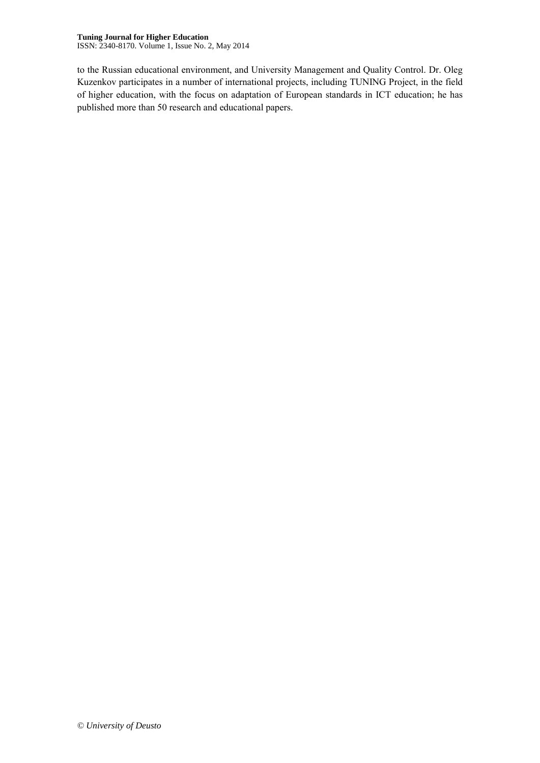to the Russian educational environment, and University Management and Quality Control. Dr. Oleg Kuzenkov participates in a number of international projects, including TUNING Project, in the field of higher education, with the focus on adaptation of European standards in ICT education; he has published more than 50 research and educational papers.